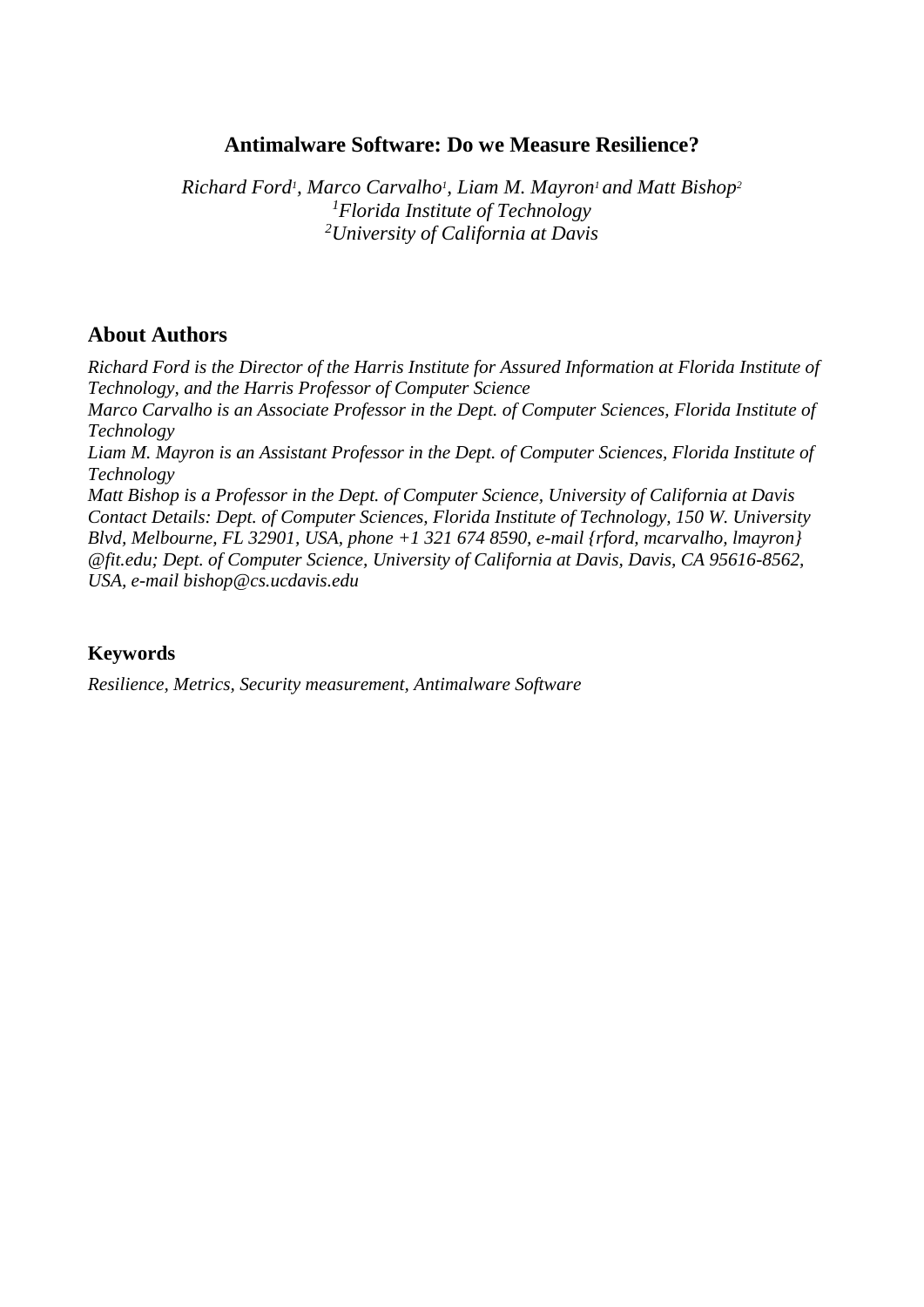# Antimalware Software: Do we Measure Resilience?

*Richard Ford[1], Marco Carvalho[1], Liam M. Mayron[1] and Matt Bishop[2]*
*[1]Florida Institute of Technology*
*[2]University of California at Davis*

## About Authors

*Richard Ford is the Director of the Harris Institute for Assured Information at Florida Institute of Technology, and the Harris Professor of Computer Science*
*Marco Carvalho is an Associate Professor in the Dept. of Computer Sciences, Florida Institute of Technology*
*Liam M. Mayron is an Assistant Professor in the Dept. of Computer Sciences, Florida Institute of Technology*
*Matt Bishop is a Professor in the Dept. of Computer Science, University of California at Davis*
*Contact Details: Dept. of Computer Sciences, Florida Institute of Technology, 150 W. University Blvd, Melbourne, FL 32901, USA, phone +1 321 674 8590, e-mail {rford, mcarvalho, lmayron} @fit.edu; Dept. of Computer Science, University of California at Davis, Davis, CA 95616-8562, USA, e-mail bishop@cs.ucdavis.edu*

## Keywords

*Resilience, Metrics, Security measurement, Antimalware Software*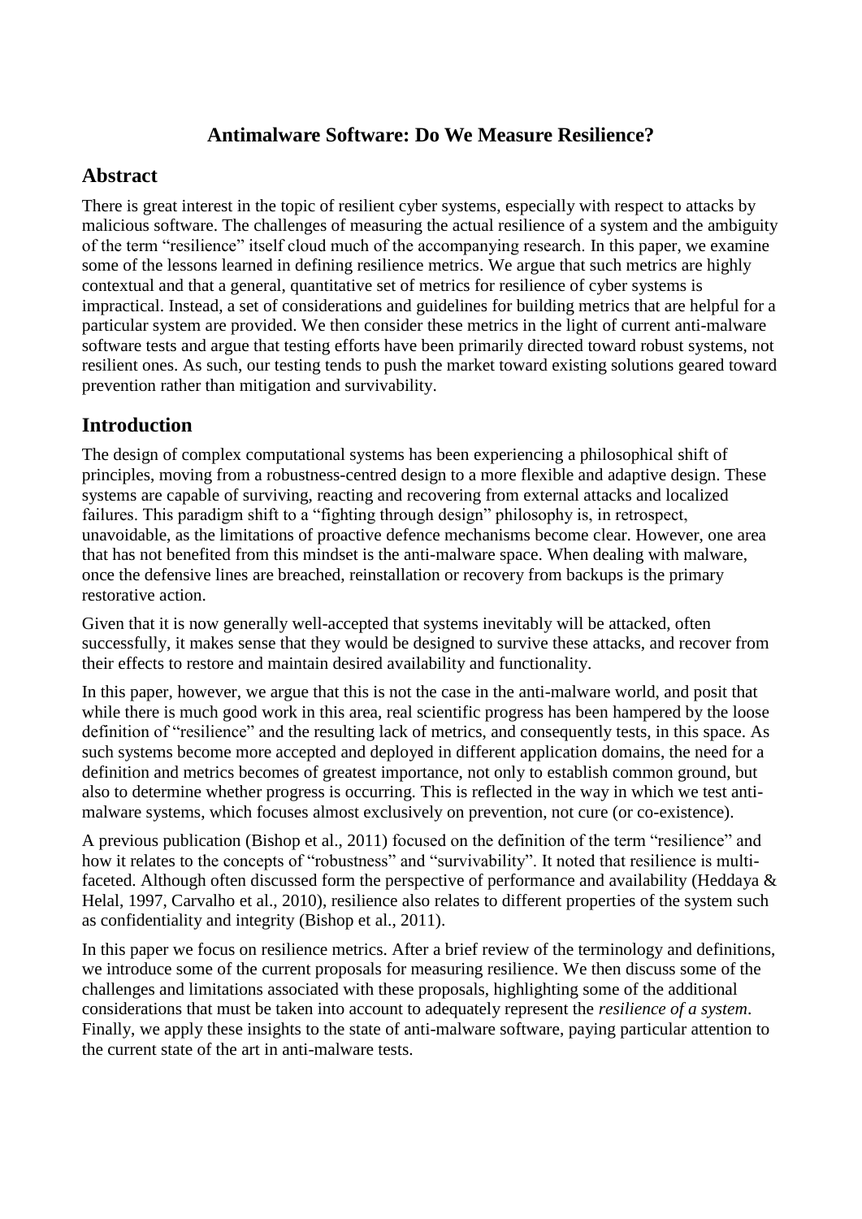# Antimalware Software: Do We Measure Resilience?

## Abstract

There is great interest in the topic of resilient cyber systems, especially with respect to attacks by malicious software. The challenges of measuring the actual resilience of a system and the ambiguity of the term "resilience" itself cloud much of the accompanying research. In this paper, we examine some of the lessons learned in defining resilience metrics. We argue that such metrics are highly contextual and that a general, quantitative set of metrics for resilience of cyber systems is impractical. Instead, a set of considerations and guidelines for building metrics that are helpful for a particular system are provided. We then consider these metrics in the light of current anti-malware software tests and argue that testing efforts have been primarily directed toward robust systems, not resilient ones. As such, our testing tends to push the market toward existing solutions geared toward prevention rather than mitigation and survivability.

## Introduction

The design of complex computational systems has been experiencing a philosophical shift of principles, moving from a robustness-centred design to a more flexible and adaptive design. These systems are capable of surviving, reacting and recovering from external attacks and localized failures. This paradigm shift to a "fighting through design" philosophy is, in retrospect, unavoidable, as the limitations of proactive defence mechanisms become clear. However, one area that has not benefited from this mindset is the anti-malware space. When dealing with malware, once the defensive lines are breached, reinstallation or recovery from backups is the primary restorative action.

Given that it is now generally well-accepted that systems inevitably will be attacked, often successfully, it makes sense that they would be designed to survive these attacks, and recover from their effects to restore and maintain desired availability and functionality.

In this paper, however, we argue that this is not the case in the anti-malware world, and posit that while there is much good work in this area, real scientific progress has been hampered by the loose definition of "resilience" and the resulting lack of metrics, and consequently tests, in this space. As such systems become more accepted and deployed in different application domains, the need for a definition and metrics becomes of greatest importance, not only to establish common ground, but also to determine whether progress is occurring. This is reflected in the way in which we test anti-malware systems, which focuses almost exclusively on prevention, not cure (or co-existence).

A previous publication (Bishop et al., 2011) focused on the definition of the term "resilience" and how it relates to the concepts of "robustness" and "survivability". It noted that resilience is multi-faceted. Although often discussed form the perspective of performance and availability (Heddaya & Helal, 1997, Carvalho et al., 2010), resilience also relates to different properties of the system such as confidentiality and integrity (Bishop et al., 2011).

In this paper we focus on resilience metrics. After a brief review of the terminology and definitions, we introduce some of the current proposals for measuring resilience. We then discuss some of the challenges and limitations associated with these proposals, highlighting some of the additional considerations that must be taken into account to adequately represent the *resilience of a system*. Finally, we apply these insights to the state of anti-malware software, paying particular attention to the current state of the art in anti-malware tests.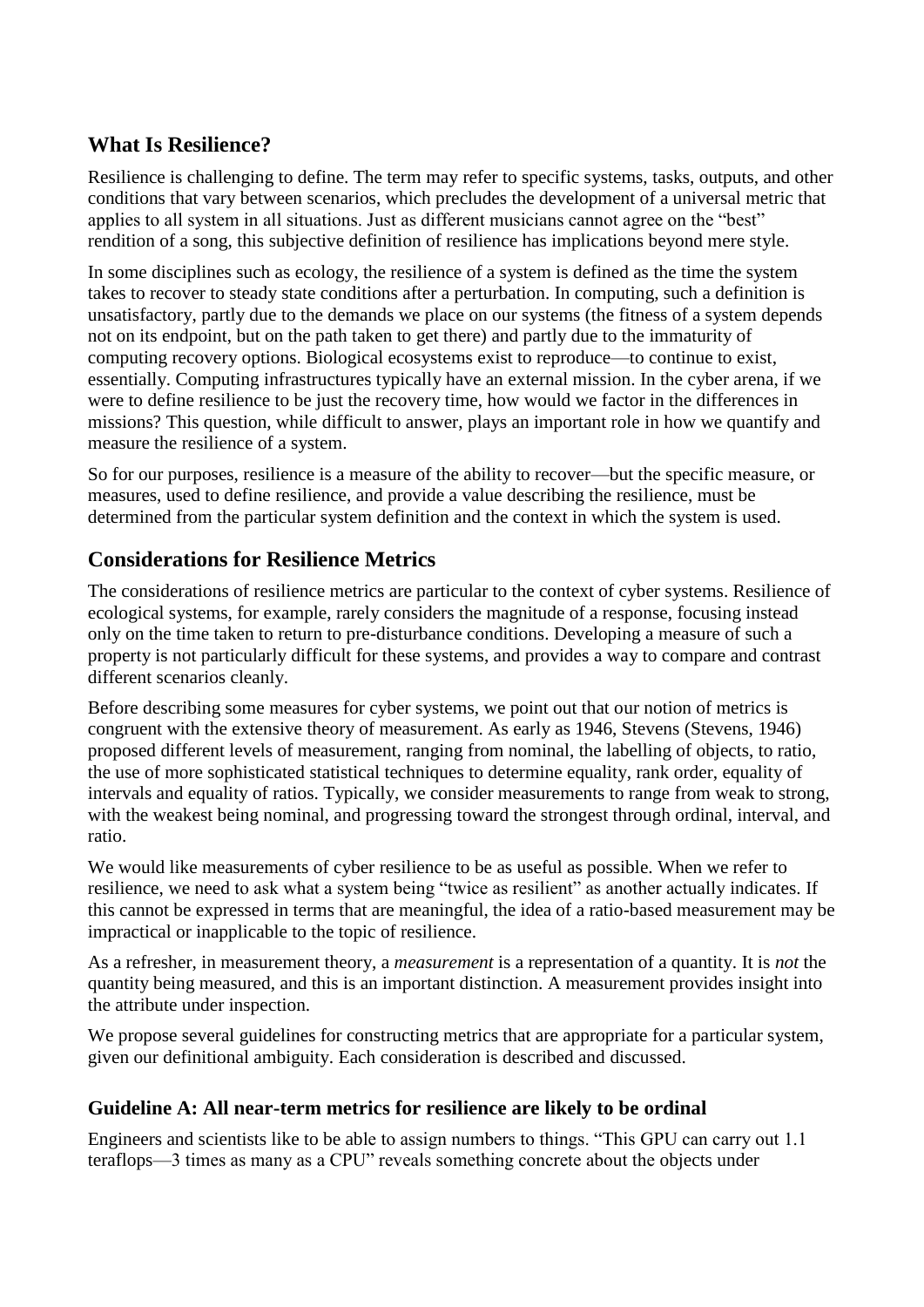## What Is Resilience?

Resilience is challenging to define. The term may refer to specific systems, tasks, outputs, and other conditions that vary between scenarios, which precludes the development of a universal metric that applies to all system in all situations. Just as different musicians cannot agree on the "best" rendition of a song, this subjective definition of resilience has implications beyond mere style.

In some disciplines such as ecology, the resilience of a system is defined as the time the system takes to recover to steady state conditions after a perturbation. In computing, such a definition is unsatisfactory, partly due to the demands we place on our systems (the fitness of a system depends not on its endpoint, but on the path taken to get there) and partly due to the immaturity of computing recovery options. Biological ecosystems exist to reproduce—to continue to exist, essentially. Computing infrastructures typically have an external mission. In the cyber arena, if we were to define resilience to be just the recovery time, how would we factor in the differences in missions? This question, while difficult to answer, plays an important role in how we quantify and measure the resilience of a system.

So for our purposes, resilience is a measure of the ability to recover—but the specific measure, or measures, used to define resilience, and provide a value describing the resilience, must be determined from the particular system definition and the context in which the system is used.

## Considerations for Resilience Metrics

The considerations of resilience metrics are particular to the context of cyber systems. Resilience of ecological systems, for example, rarely considers the magnitude of a response, focusing instead only on the time taken to return to pre-disturbance conditions. Developing a measure of such a property is not particularly difficult for these systems, and provides a way to compare and contrast different scenarios cleanly.

Before describing some measures for cyber systems, we point out that our notion of metrics is congruent with the extensive theory of measurement. As early as 1946, Stevens (Stevens, 1946) proposed different levels of measurement, ranging from nominal, the labelling of objects, to ratio, the use of more sophisticated statistical techniques to determine equality, rank order, equality of intervals and equality of ratios. Typically, we consider measurements to range from weak to strong, with the weakest being nominal, and progressing toward the strongest through ordinal, interval, and ratio.

We would like measurements of cyber resilience to be as useful as possible. When we refer to resilience, we need to ask what a system being "twice as resilient" as another actually indicates. If this cannot be expressed in terms that are meaningful, the idea of a ratio-based measurement may be impractical or inapplicable to the topic of resilience.

As a refresher, in measurement theory, a *measurement* is a representation of a quantity. It is *not* the quantity being measured, and this is an important distinction. A measurement provides insight into the attribute under inspection.

We propose several guidelines for constructing metrics that are appropriate for a particular system, given our definitional ambiguity. Each consideration is described and discussed.

### Guideline A: All near-term metrics for resilience are likely to be ordinal

Engineers and scientists like to be able to assign numbers to things. "This GPU can carry out 1.1 teraflops—3 times as many as a CPU" reveals something concrete about the objects under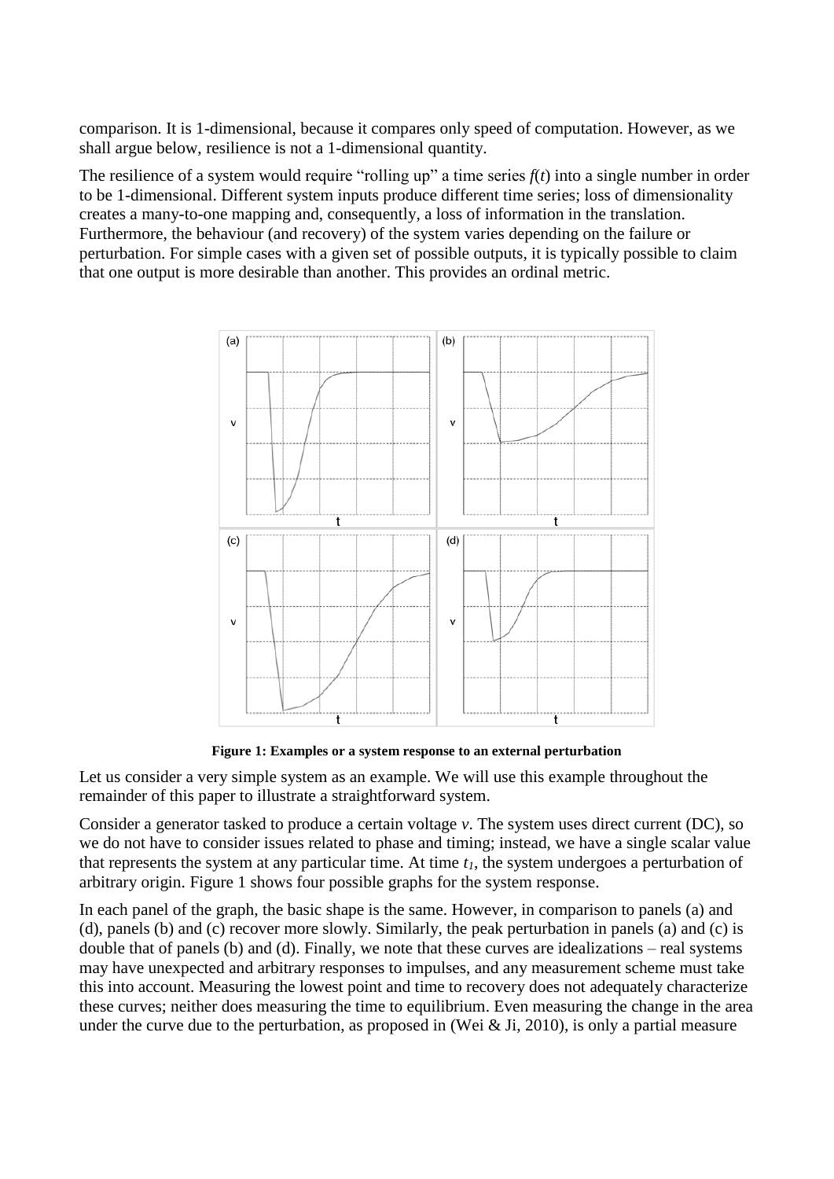comparison. It is 1-dimensional, because it compares only speed of computation. However, as we shall argue below, resilience is not a 1-dimensional quantity.

The resilience of a system would require "rolling up" a time series $f(t)$ into a single number in order to be 1-dimensional. Different system inputs produce different time series; loss of dimensionality creates a many-to-one mapping and, consequently, a loss of information in the translation. Furthermore, the behaviour (and recovery) of the system varies depending on the failure or perturbation. For simple cases with a given set of possible outputs, it is typically possible to claim that one output is more desirable than another. This provides an ordinal metric.

**Figure 1: Examples or a system response to an external perturbation**

Let us consider a very simple system as an example. We will use this example throughout the remainder of this paper to illustrate a straightforward system.

Consider a generator tasked to produce a certain voltage $v$. The system uses direct current (DC), so we do not have to consider issues related to phase and timing; instead, we have a single scalar value that represents the system at any particular time. At time $t_1$, the system undergoes a perturbation of arbitrary origin. Figure 1 shows four possible graphs for the system response.

In each panel of the graph, the basic shape is the same. However, in comparison to panels (a) and (d), panels (b) and (c) recover more slowly. Similarly, the peak perturbation in panels (a) and (c) is double that of panels (b) and (d). Finally, we note that these curves are idealizations – real systems may have unexpected and arbitrary responses to impulses, and any measurement scheme must take this into account. Measuring the lowest point and time to recovery does not adequately characterize these curves; neither does measuring the time to equilibrium. Even measuring the change in the area under the curve due to the perturbation, as proposed in (Wei & Ji, 2010), is only a partial measure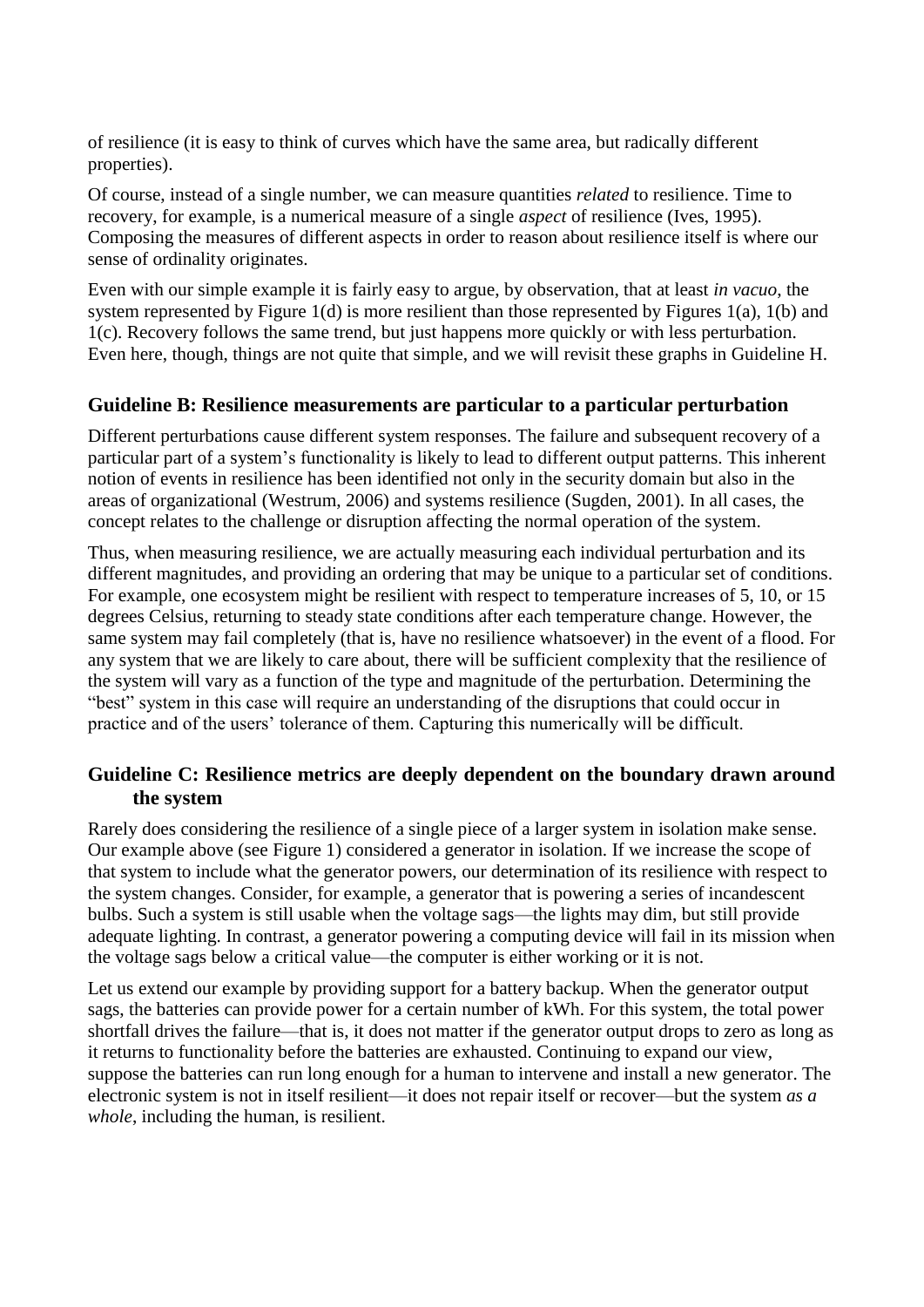of resilience (it is easy to think of curves which have the same area, but radically different properties).

Of course, instead of a single number, we can measure quantities *related* to resilience. Time to recovery, for example, is a numerical measure of a single *aspect* of resilience (Ives, 1995). Composing the measures of different aspects in order to reason about resilience itself is where our sense of ordinality originates.

Even with our simple example it is fairly easy to argue, by observation, that at least *in vacuo*, the system represented by Figure 1(d) is more resilient than those represented by Figures 1(a), 1(b) and 1(c). Recovery follows the same trend, but just happens more quickly or with less perturbation. Even here, though, things are not quite that simple, and we will revisit these graphs in Guideline H.

## Guideline B: Resilience measurements are particular to a particular perturbation

Different perturbations cause different system responses. The failure and subsequent recovery of a particular part of a system's functionality is likely to lead to different output patterns. This inherent notion of events in resilience has been identified not only in the security domain but also in the areas of organizational (Westrum, 2006) and systems resilience (Sugden, 2001). In all cases, the concept relates to the challenge or disruption affecting the normal operation of the system.

Thus, when measuring resilience, we are actually measuring each individual perturbation and its different magnitudes, and providing an ordering that may be unique to a particular set of conditions. For example, one ecosystem might be resilient with respect to temperature increases of 5, 10, or 15 degrees Celsius, returning to steady state conditions after each temperature change. However, the same system may fail completely (that is, have no resilience whatsoever) in the event of a flood. For any system that we are likely to care about, there will be sufficient complexity that the resilience of the system will vary as a function of the type and magnitude of the perturbation. Determining the "best" system in this case will require an understanding of the disruptions that could occur in practice and of the users' tolerance of them. Capturing this numerically will be difficult.

## Guideline C: Resilience metrics are deeply dependent on the boundary drawn around the system

Rarely does considering the resilience of a single piece of a larger system in isolation make sense. Our example above (see Figure 1) considered a generator in isolation. If we increase the scope of that system to include what the generator powers, our determination of its resilience with respect to the system changes. Consider, for example, a generator that is powering a series of incandescent bulbs. Such a system is still usable when the voltage sags—the lights may dim, but still provide adequate lighting. In contrast, a generator powering a computing device will fail in its mission when the voltage sags below a critical value—the computer is either working or it is not.

Let us extend our example by providing support for a battery backup. When the generator output sags, the batteries can provide power for a certain number of kWh. For this system, the total power shortfall drives the failure—that is, it does not matter if the generator output drops to zero as long as it returns to functionality before the batteries are exhausted. Continuing to expand our view, suppose the batteries can run long enough for a human to intervene and install a new generator. The electronic system is not in itself resilient—it does not repair itself or recover—but the system *as a whole*, including the human, is resilient.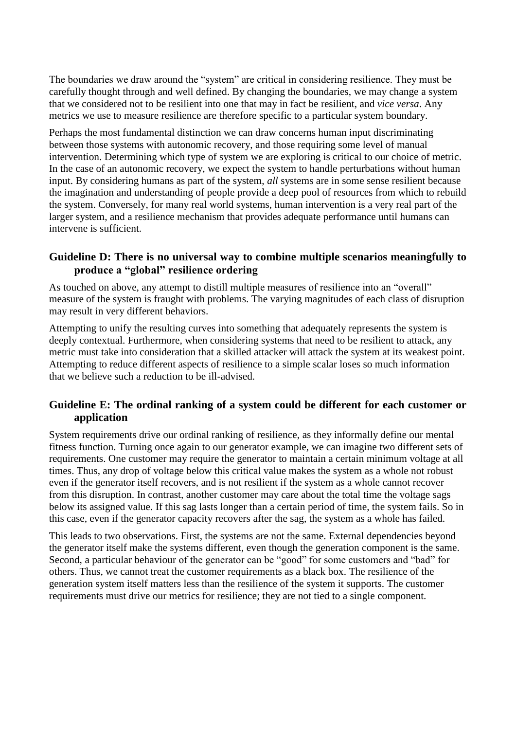The boundaries we draw around the "system" are critical in considering resilience. They must be carefully thought through and well defined. By changing the boundaries, we may change a system that we considered not to be resilient into one that may in fact be resilient, and *vice versa*. Any metrics we use to measure resilience are therefore specific to a particular system boundary.

Perhaps the most fundamental distinction we can draw concerns human input discriminating between those systems with autonomic recovery, and those requiring some level of manual intervention. Determining which type of system we are exploring is critical to our choice of metric. In the case of an autonomic recovery, we expect the system to handle perturbations without human input. By considering humans as part of the system, *all* systems are in some sense resilient because the imagination and understanding of people provide a deep pool of resources from which to rebuild the system. Conversely, for many real world systems, human intervention is a very real part of the larger system, and a resilience mechanism that provides adequate performance until humans can intervene is sufficient.

### Guideline D: There is no universal way to combine multiple scenarios meaningfully to produce a "global" resilience ordering

As touched on above, any attempt to distill multiple measures of resilience into an "overall" measure of the system is fraught with problems. The varying magnitudes of each class of disruption may result in very different behaviors.

Attempting to unify the resulting curves into something that adequately represents the system is deeply contextual. Furthermore, when considering systems that need to be resilient to attack, any metric must take into consideration that a skilled attacker will attack the system at its weakest point. Attempting to reduce different aspects of resilience to a simple scalar loses so much information that we believe such a reduction to be ill-advised.

### Guideline E: The ordinal ranking of a system could be different for each customer or application

System requirements drive our ordinal ranking of resilience, as they informally define our mental fitness function. Turning once again to our generator example, we can imagine two different sets of requirements. One customer may require the generator to maintain a certain minimum voltage at all times. Thus, any drop of voltage below this critical value makes the system as a whole not robust even if the generator itself recovers, and is not resilient if the system as a whole cannot recover from this disruption. In contrast, another customer may care about the total time the voltage sags below its assigned value. If this sag lasts longer than a certain period of time, the system fails. So in this case, even if the generator capacity recovers after the sag, the system as a whole has failed.

This leads to two observations. First, the systems are not the same. External dependencies beyond the generator itself make the systems different, even though the generation component is the same. Second, a particular behaviour of the generator can be "good" for some customers and "bad" for others. Thus, we cannot treat the customer requirements as a black box. The resilience of the generation system itself matters less than the resilience of the system it supports. The customer requirements must drive our metrics for resilience; they are not tied to a single component.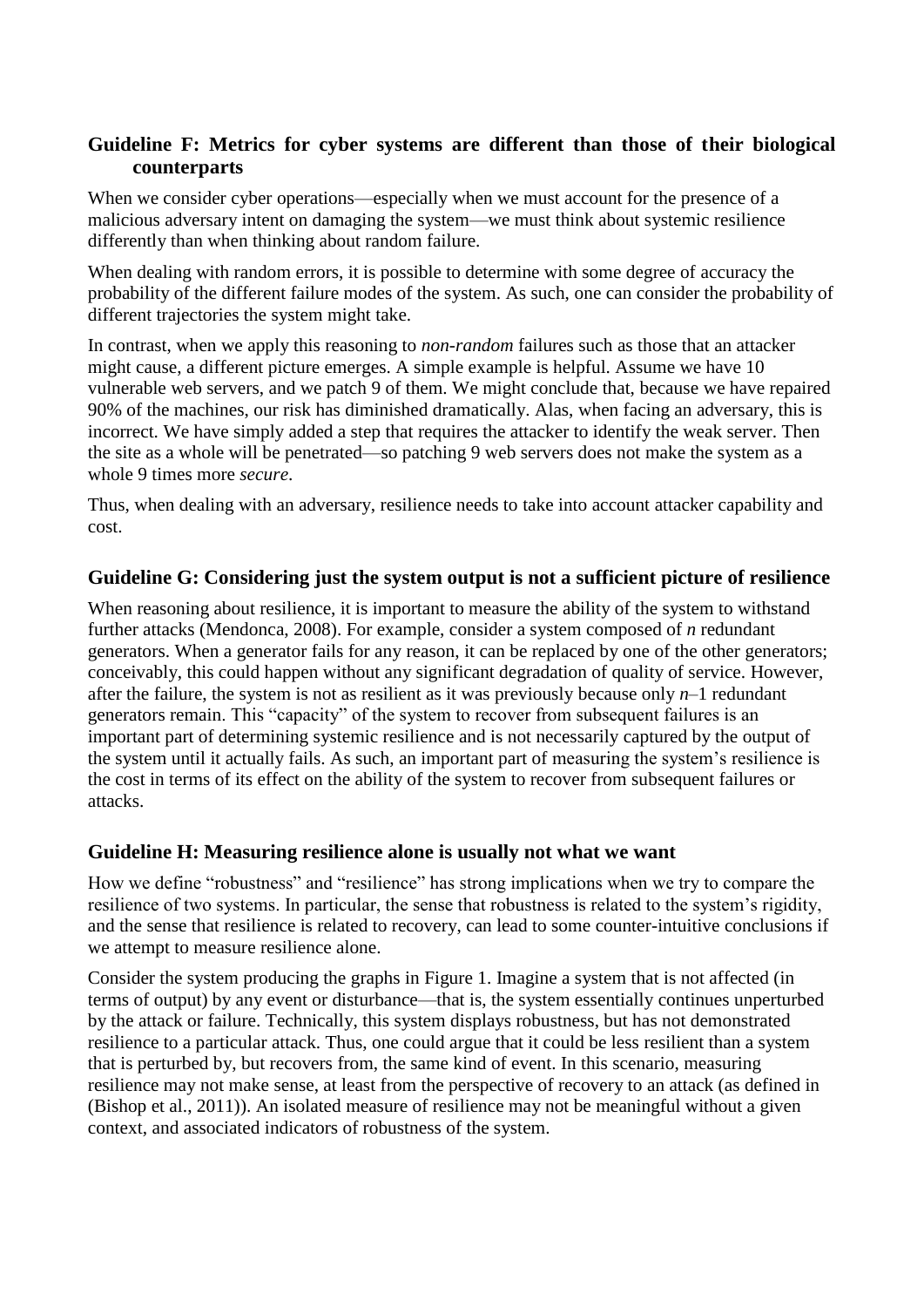## Guideline F: Metrics for cyber systems are different than those of their biological counterparts

When we consider cyber operations—especially when we must account for the presence of a malicious adversary intent on damaging the system—we must think about systemic resilience differently than when thinking about random failure.

When dealing with random errors, it is possible to determine with some degree of accuracy the probability of the different failure modes of the system. As such, one can consider the probability of different trajectories the system might take.

In contrast, when we apply this reasoning to *non-random* failures such as those that an attacker might cause, a different picture emerges. A simple example is helpful. Assume we have 10 vulnerable web servers, and we patch 9 of them. We might conclude that, because we have repaired 90% of the machines, our risk has diminished dramatically. Alas, when facing an adversary, this is incorrect. We have simply added a step that requires the attacker to identify the weak server. Then the site as a whole will be penetrated—so patching 9 web servers does not make the system as a whole 9 times more *secure*.

Thus, when dealing with an adversary, resilience needs to take into account attacker capability and cost.

## Guideline G: Considering just the system output is not a sufficient picture of resilience

When reasoning about resilience, it is important to measure the ability of the system to withstand further attacks (Mendonca, 2008). For example, consider a system composed of $n$ redundant generators. When a generator fails for any reason, it can be replaced by one of the other generators; conceivably, this could happen without any significant degradation of quality of service. However, after the failure, the system is not as resilient as it was previously because only $n$–1 redundant generators remain. This "capacity" of the system to recover from subsequent failures is an important part of determining systemic resilience and is not necessarily captured by the output of the system until it actually fails. As such, an important part of measuring the system's resilience is the cost in terms of its effect on the ability of the system to recover from subsequent failures or attacks.

## Guideline H: Measuring resilience alone is usually not what we want

How we define "robustness" and "resilience" has strong implications when we try to compare the resilience of two systems. In particular, the sense that robustness is related to the system's rigidity, and the sense that resilience is related to recovery, can lead to some counter-intuitive conclusions if we attempt to measure resilience alone.

Consider the system producing the graphs in Figure 1. Imagine a system that is not affected (in terms of output) by any event or disturbance—that is, the system essentially continues unperturbed by the attack or failure. Technically, this system displays robustness, but has not demonstrated resilience to a particular attack. Thus, one could argue that it could be less resilient than a system that is perturbed by, but recovers from, the same kind of event. In this scenario, measuring resilience may not make sense, at least from the perspective of recovery to an attack (as defined in (Bishop et al., 2011)). An isolated measure of resilience may not be meaningful without a given context, and associated indicators of robustness of the system.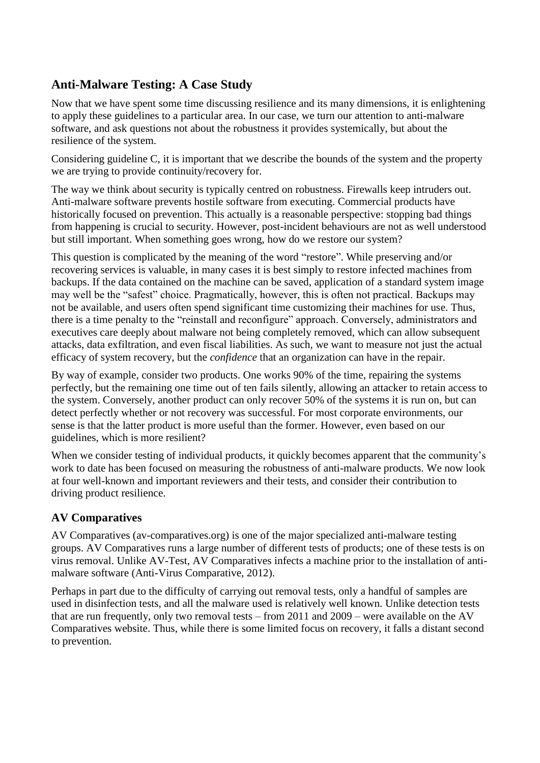## Anti-Malware Testing: A Case Study

Now that we have spent some time discussing resilience and its many dimensions, it is enlightening to apply these guidelines to a particular area. In our case, we turn our attention to anti-malware software, and ask questions not about the robustness it provides systemically, but about the resilience of the system.

Considering guideline C, it is important that we describe the bounds of the system and the property we are trying to provide continuity/recovery for.

The way we think about security is typically centred on robustness. Firewalls keep intruders out. Anti-malware software prevents hostile software from executing. Commercial products have historically focused on prevention. This actually is a reasonable perspective: stopping bad things from happening is crucial to security. However, post-incident behaviours are not as well understood but still important. When something goes wrong, how do we restore our system?

This question is complicated by the meaning of the word "restore". While preserving and/or recovering services is valuable, in many cases it is best simply to restore infected machines from backups. If the data contained on the machine can be saved, application of a standard system image may well be the "safest" choice. Pragmatically, however, this is often not practical. Backups may not be available, and users often spend significant time customizing their machines for use. Thus, there is a time penalty to the "reinstall and reconfigure" approach. Conversely, administrators and executives care deeply about malware not being completely removed, which can allow subsequent attacks, data exfiltration, and even fiscal liabilities. As such, we want to measure not just the actual efficacy of system recovery, but the *confidence* that an organization can have in the repair.

By way of example, consider two products. One works 90% of the time, repairing the systems perfectly, but the remaining one time out of ten fails silently, allowing an attacker to retain access to the system. Conversely, another product can only recover 50% of the systems it is run on, but can detect perfectly whether or not recovery was successful. For most corporate environments, our sense is that the latter product is more useful than the former. However, even based on our guidelines, which is more resilient?

When we consider testing of individual products, it quickly becomes apparent that the community's work to date has been focused on measuring the robustness of anti-malware products. We now look at four well-known and important reviewers and their tests, and consider their contribution to driving product resilience.

### AV Comparatives

AV Comparatives (av-comparatives.org) is one of the major specialized anti-malware testing groups. AV Comparatives runs a large number of different tests of products; one of these tests is on virus removal. Unlike AV-Test, AV Comparatives infects a machine prior to the installation of anti-malware software (Anti-Virus Comparative, 2012).

Perhaps in part due to the difficulty of carrying out removal tests, only a handful of samples are used in disinfection tests, and all the malware used is relatively well known. Unlike detection tests that are run frequently, only two removal tests – from 2011 and 2009 – were available on the AV Comparatives website. Thus, while there is some limited focus on recovery, it falls a distant second to prevention.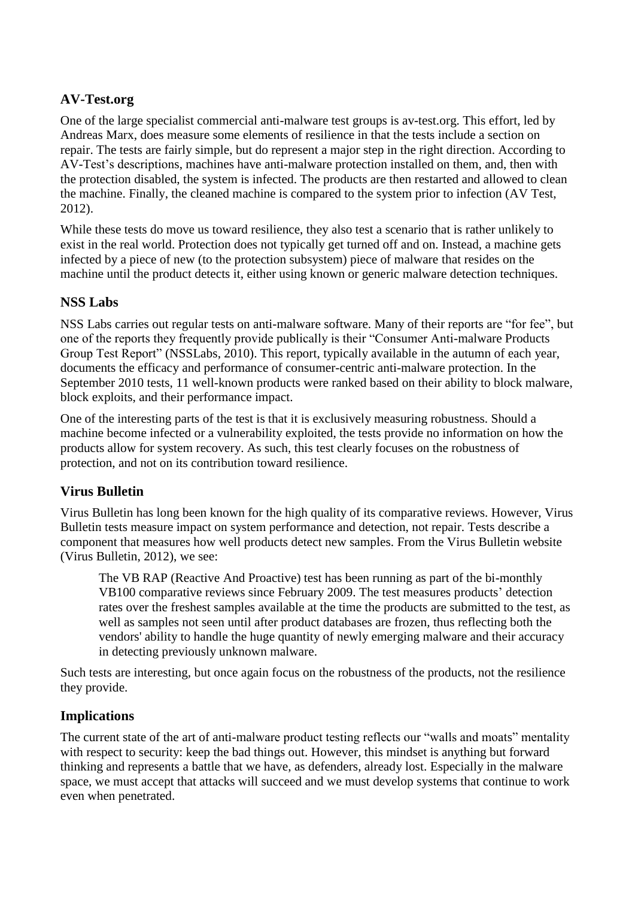### AV-Test.org

One of the large specialist commercial anti-malware test groups is av-test.org. This effort, led by Andreas Marx, does measure some elements of resilience in that the tests include a section on repair. The tests are fairly simple, but do represent a major step in the right direction. According to AV-Test's descriptions, machines have anti-malware protection installed on them, and, then with the protection disabled, the system is infected. The products are then restarted and allowed to clean the machine. Finally, the cleaned machine is compared to the system prior to infection (AV Test, 2012).

While these tests do move us toward resilience, they also test a scenario that is rather unlikely to exist in the real world. Protection does not typically get turned off and on. Instead, a machine gets infected by a piece of new (to the protection subsystem) piece of malware that resides on the machine until the product detects it, either using known or generic malware detection techniques.

### NSS Labs

NSS Labs carries out regular tests on anti-malware software. Many of their reports are "for fee", but one of the reports they frequently provide publically is their "Consumer Anti-malware Products Group Test Report" (NSSLabs, 2010). This report, typically available in the autumn of each year, documents the efficacy and performance of consumer-centric anti-malware protection. In the September 2010 tests, 11 well-known products were ranked based on their ability to block malware, block exploits, and their performance impact.

One of the interesting parts of the test is that it is exclusively measuring robustness. Should a machine become infected or a vulnerability exploited, the tests provide no information on how the products allow for system recovery. As such, this test clearly focuses on the robustness of protection, and not on its contribution toward resilience.

### Virus Bulletin

Virus Bulletin has long been known for the high quality of its comparative reviews. However, Virus Bulletin tests measure impact on system performance and detection, not repair. Tests describe a component that measures how well products detect new samples. From the Virus Bulletin website (Virus Bulletin, 2012), we see:

> The VB RAP (Reactive And Proactive) test has been running as part of the bi-monthly VB100 comparative reviews since February 2009. The test measures products' detection rates over the freshest samples available at the time the products are submitted to the test, as well as samples not seen until after product databases are frozen, thus reflecting both the vendors' ability to handle the huge quantity of newly emerging malware and their accuracy in detecting previously unknown malware.

Such tests are interesting, but once again focus on the robustness of the products, not the resilience they provide.

### Implications

The current state of the art of anti-malware product testing reflects our "walls and moats" mentality with respect to security: keep the bad things out. However, this mindset is anything but forward thinking and represents a battle that we have, as defenders, already lost. Especially in the malware space, we must accept that attacks will succeed and we must develop systems that continue to work even when penetrated.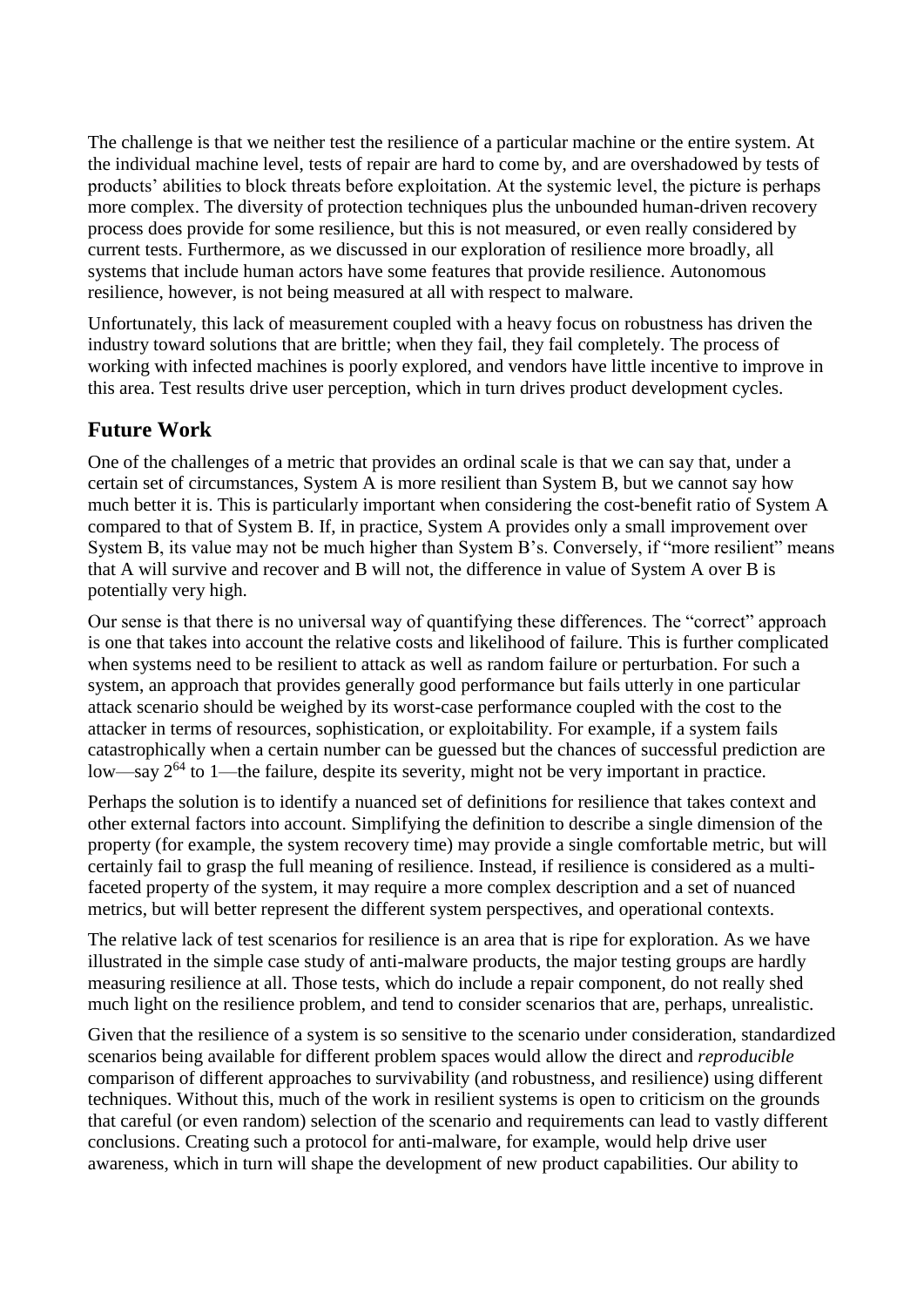The challenge is that we neither test the resilience of a particular machine or the entire system. At the individual machine level, tests of repair are hard to come by, and are overshadowed by tests of products' abilities to block threats before exploitation. At the systemic level, the picture is perhaps more complex. The diversity of protection techniques plus the unbounded human-driven recovery process does provide for some resilience, but this is not measured, or even really considered by current tests. Furthermore, as we discussed in our exploration of resilience more broadly, all systems that include human actors have some features that provide resilience. Autonomous resilience, however, is not being measured at all with respect to malware.

Unfortunately, this lack of measurement coupled with a heavy focus on robustness has driven the industry toward solutions that are brittle; when they fail, they fail completely. The process of working with infected machines is poorly explored, and vendors have little incentive to improve in this area. Test results drive user perception, which in turn drives product development cycles.

## Future Work

One of the challenges of a metric that provides an ordinal scale is that we can say that, under a certain set of circumstances, System A is more resilient than System B, but we cannot say how much better it is. This is particularly important when considering the cost-benefit ratio of System A compared to that of System B. If, in practice, System A provides only a small improvement over System B, its value may not be much higher than System B's. Conversely, if "more resilient" means that A will survive and recover and B will not, the difference in value of System A over B is potentially very high.

Our sense is that there is no universal way of quantifying these differences. The "correct" approach is one that takes into account the relative costs and likelihood of failure. This is further complicated when systems need to be resilient to attack as well as random failure or perturbation. For such a system, an approach that provides generally good performance but fails utterly in one particular attack scenario should be weighed by its worst-case performance coupled with the cost to the attacker in terms of resources, sophistication, or exploitability. For example, if a system fails catastrophically when a certain number can be guessed but the chances of successful prediction are low—say $2^{64}$ to 1—the failure, despite its severity, might not be very important in practice.

Perhaps the solution is to identify a nuanced set of definitions for resilience that takes context and other external factors into account. Simplifying the definition to describe a single dimension of the property (for example, the system recovery time) may provide a single comfortable metric, but will certainly fail to grasp the full meaning of resilience. Instead, if resilience is considered as a multi-faceted property of the system, it may require a more complex description and a set of nuanced metrics, but will better represent the different system perspectives, and operational contexts.

The relative lack of test scenarios for resilience is an area that is ripe for exploration. As we have illustrated in the simple case study of anti-malware products, the major testing groups are hardly measuring resilience at all. Those tests, which do include a repair component, do not really shed much light on the resilience problem, and tend to consider scenarios that are, perhaps, unrealistic.

Given that the resilience of a system is so sensitive to the scenario under consideration, standardized scenarios being available for different problem spaces would allow the direct and *reproducible* comparison of different approaches to survivability (and robustness, and resilience) using different techniques. Without this, much of the work in resilient systems is open to criticism on the grounds that careful (or even random) selection of the scenario and requirements can lead to vastly different conclusions. Creating such a protocol for anti-malware, for example, would help drive user awareness, which in turn will shape the development of new product capabilities. Our ability to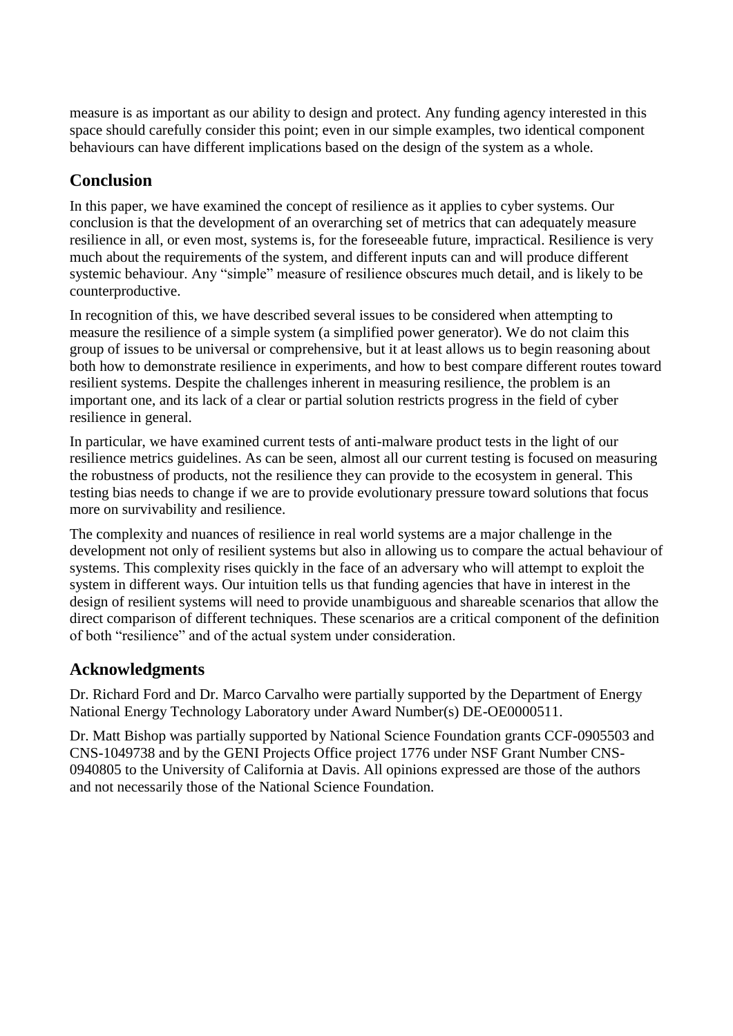measure is as important as our ability to design and protect. Any funding agency interested in this space should carefully consider this point; even in our simple examples, two identical component behaviours can have different implications based on the design of the system as a whole.

## Conclusion

In this paper, we have examined the concept of resilience as it applies to cyber systems. Our conclusion is that the development of an overarching set of metrics that can adequately measure resilience in all, or even most, systems is, for the foreseeable future, impractical. Resilience is very much about the requirements of the system, and different inputs can and will produce different systemic behaviour. Any "simple" measure of resilience obscures much detail, and is likely to be counterproductive.

In recognition of this, we have described several issues to be considered when attempting to measure the resilience of a simple system (a simplified power generator). We do not claim this group of issues to be universal or comprehensive, but it at least allows us to begin reasoning about both how to demonstrate resilience in experiments, and how to best compare different routes toward resilient systems. Despite the challenges inherent in measuring resilience, the problem is an important one, and its lack of a clear or partial solution restricts progress in the field of cyber resilience in general.

In particular, we have examined current tests of anti-malware product tests in the light of our resilience metrics guidelines. As can be seen, almost all our current testing is focused on measuring the robustness of products, not the resilience they can provide to the ecosystem in general. This testing bias needs to change if we are to provide evolutionary pressure toward solutions that focus more on survivability and resilience.

The complexity and nuances of resilience in real world systems are a major challenge in the development not only of resilient systems but also in allowing us to compare the actual behaviour of systems. This complexity rises quickly in the face of an adversary who will attempt to exploit the system in different ways. Our intuition tells us that funding agencies that have in interest in the design of resilient systems will need to provide unambiguous and shareable scenarios that allow the direct comparison of different techniques. These scenarios are a critical component of the definition of both "resilience" and of the actual system under consideration.

## Acknowledgments

Dr. Richard Ford and Dr. Marco Carvalho were partially supported by the Department of Energy National Energy Technology Laboratory under Award Number(s) DE-OE0000511.

Dr. Matt Bishop was partially supported by National Science Foundation grants CCF-0905503 and CNS-1049738 and by the GENI Projects Office project 1776 under NSF Grant Number CNS-0940805 to the University of California at Davis. All opinions expressed are those of the authors and not necessarily those of the National Science Foundation.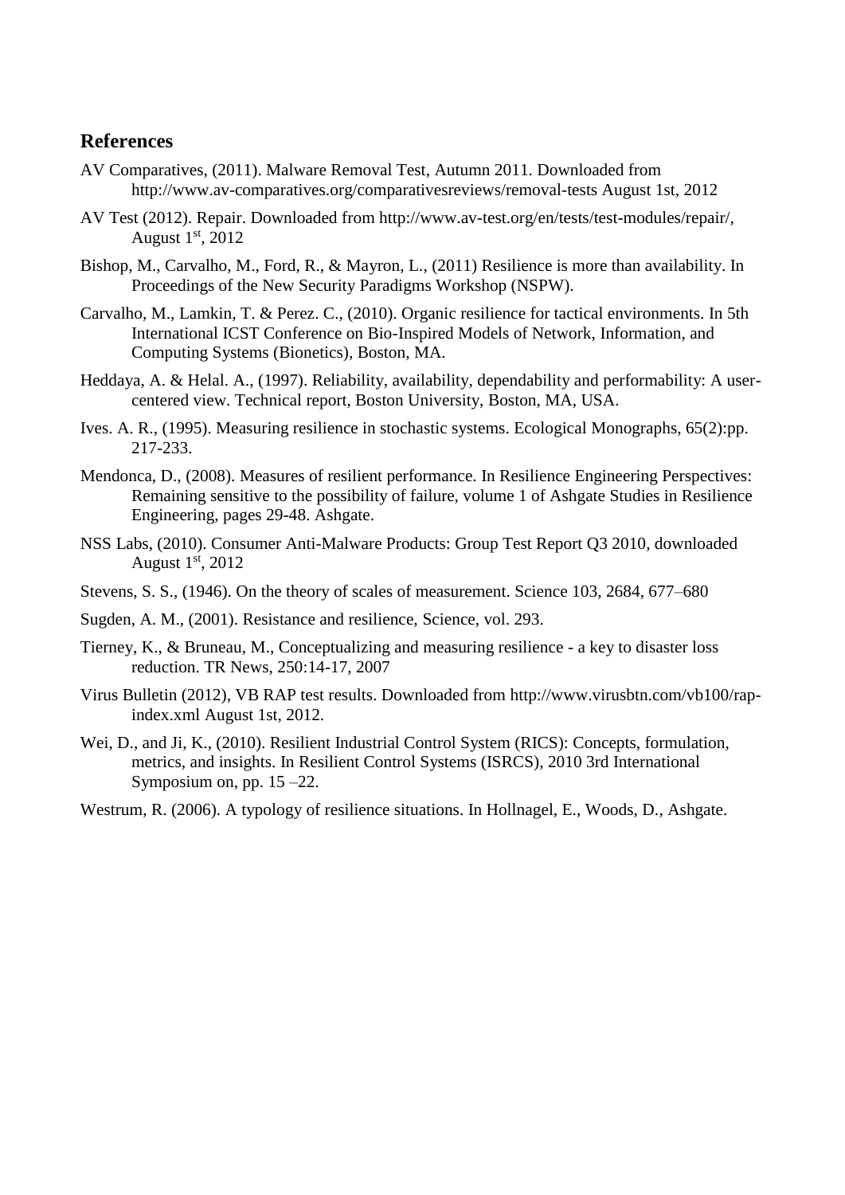## References

AV Comparatives, (2011). Malware Removal Test, Autumn 2011. Downloaded from http://www.av-comparatives.org/comparativesreviews/removal-tests August 1st, 2012

AV Test (2012). Repair. Downloaded from http://www.av-test.org/en/tests/test-modules/repair/, August 1st, 2012

Bishop, M., Carvalho, M., Ford, R., & Mayron, L., (2011) Resilience is more than availability. In Proceedings of the New Security Paradigms Workshop (NSPW).

Carvalho, M., Lamkin, T. & Perez. C., (2010). Organic resilience for tactical environments. In 5th International ICST Conference on Bio-Inspired Models of Network, Information, and Computing Systems (Bionetics), Boston, MA.

Heddaya, A. & Helal. A., (1997). Reliability, availability, dependability and performability: A user-centered view. Technical report, Boston University, Boston, MA, USA.

Ives. A. R., (1995). Measuring resilience in stochastic systems. Ecological Monographs, 65(2):pp. 217-233.

Mendonca, D., (2008). Measures of resilient performance. In Resilience Engineering Perspectives: Remaining sensitive to the possibility of failure, volume 1 of Ashgate Studies in Resilience Engineering, pages 29-48. Ashgate.

NSS Labs, (2010). Consumer Anti-Malware Products: Group Test Report Q3 2010, downloaded August 1st, 2012

Stevens, S. S., (1946). On the theory of scales of measurement. Science 103, 2684, 677–680

Sugden, A. M., (2001). Resistance and resilience, Science, vol. 293.

Tierney, K., & Bruneau, M., Conceptualizing and measuring resilience - a key to disaster loss reduction. TR News, 250:14-17, 2007

Virus Bulletin (2012), VB RAP test results. Downloaded from http://www.virusbtn.com/vb100/rap-index.xml August 1st, 2012.

Wei, D., and Ji, K., (2010). Resilient Industrial Control System (RICS): Concepts, formulation, metrics, and insights. In Resilient Control Systems (ISRCS), 2010 3rd International Symposium on, pp. 15 –22.

Westrum, R. (2006). A typology of resilience situations. In Hollnagel, E., Woods, D., Ashgate.